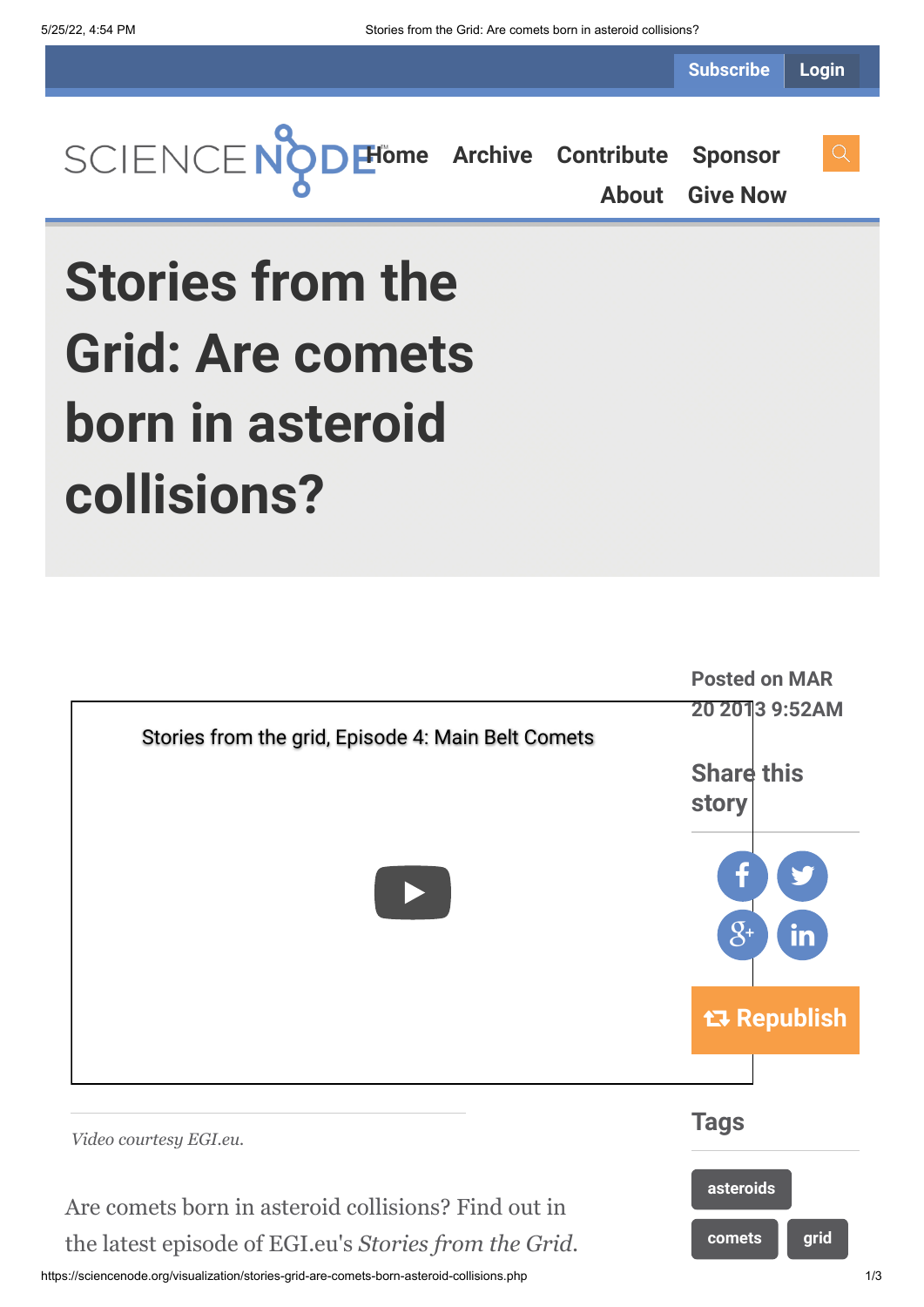# Stories from the Grid: Are comets born in asteroid collisions?

Posted on MAR 20 2013 9:52AM

Stories from the grid, Episode 4: Main Belt Comets

*Video courtesy EGI.eu.*

Share this story

Republish

## Tags

asteroids

comets

grid

Are comets born in asteroid collisions? Find out in the latest episode of EGI.eu's *Stories from the Grid*.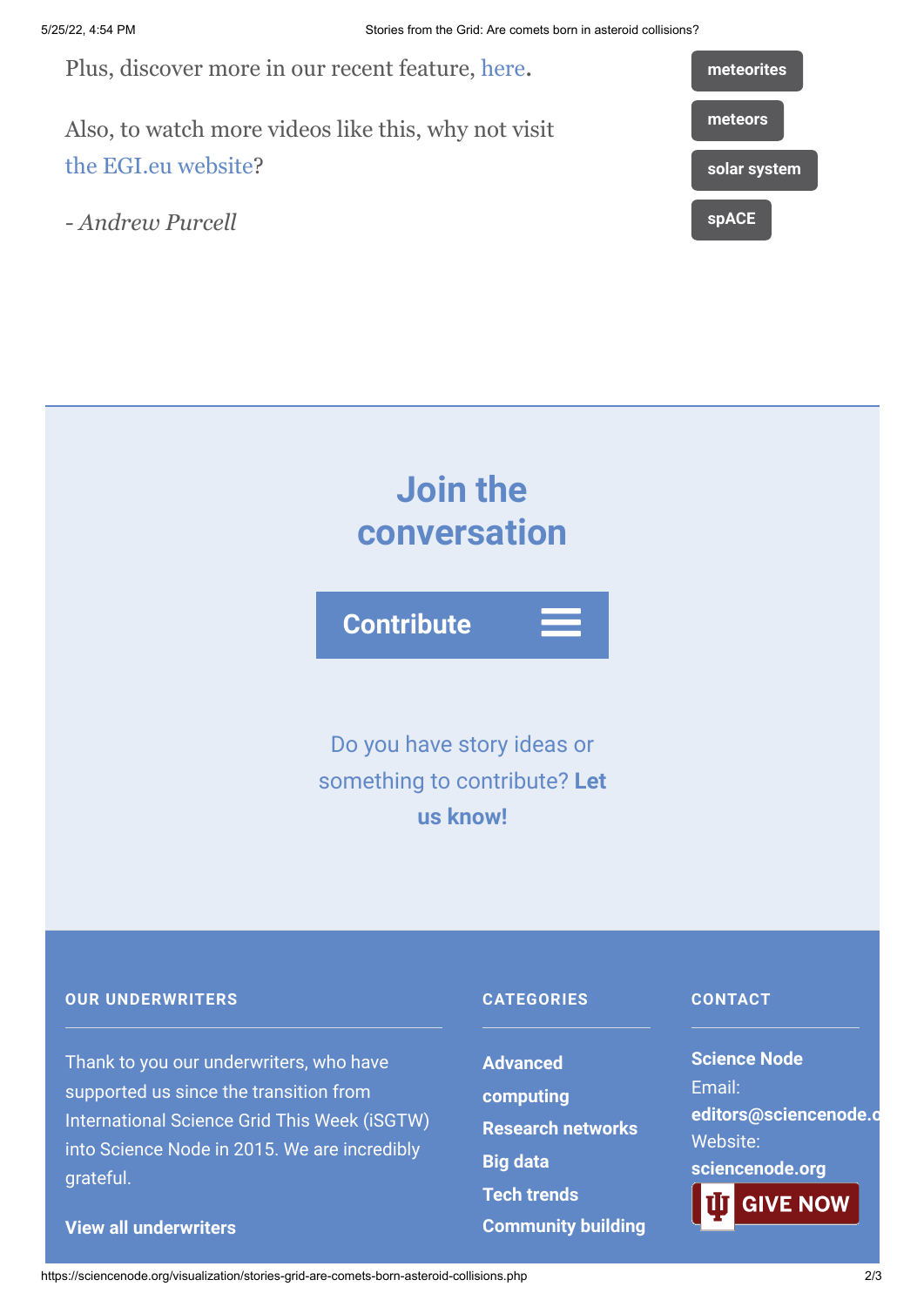Plus, discover more in our recent feature, here.

Also, to watch more videos like this, why not visit the EGI.eu website?

*- Andrew Purcell*

**meteorites**

**meteors**

**solar system**

**spACE**

## Join the conversation

**Contribute**

Do you have story ideas or something to contribute? **Let us know!**

### OUR UNDERWRITERS

Thank to you our underwriters, who have supported us since the transition from International Science Grid This Week (iSGTW) into Science Node in 2015. We are incredibly grateful.

**View all underwriters**

### CATEGORIES

**Advanced computing**

**Research networks**

**Big data**

**Tech trends**

**Community building**

### CONTACT

**Science Node**

Email:

**editors@sciencenode.o**

Website:

**sciencenode.org**

**GIVE NOW**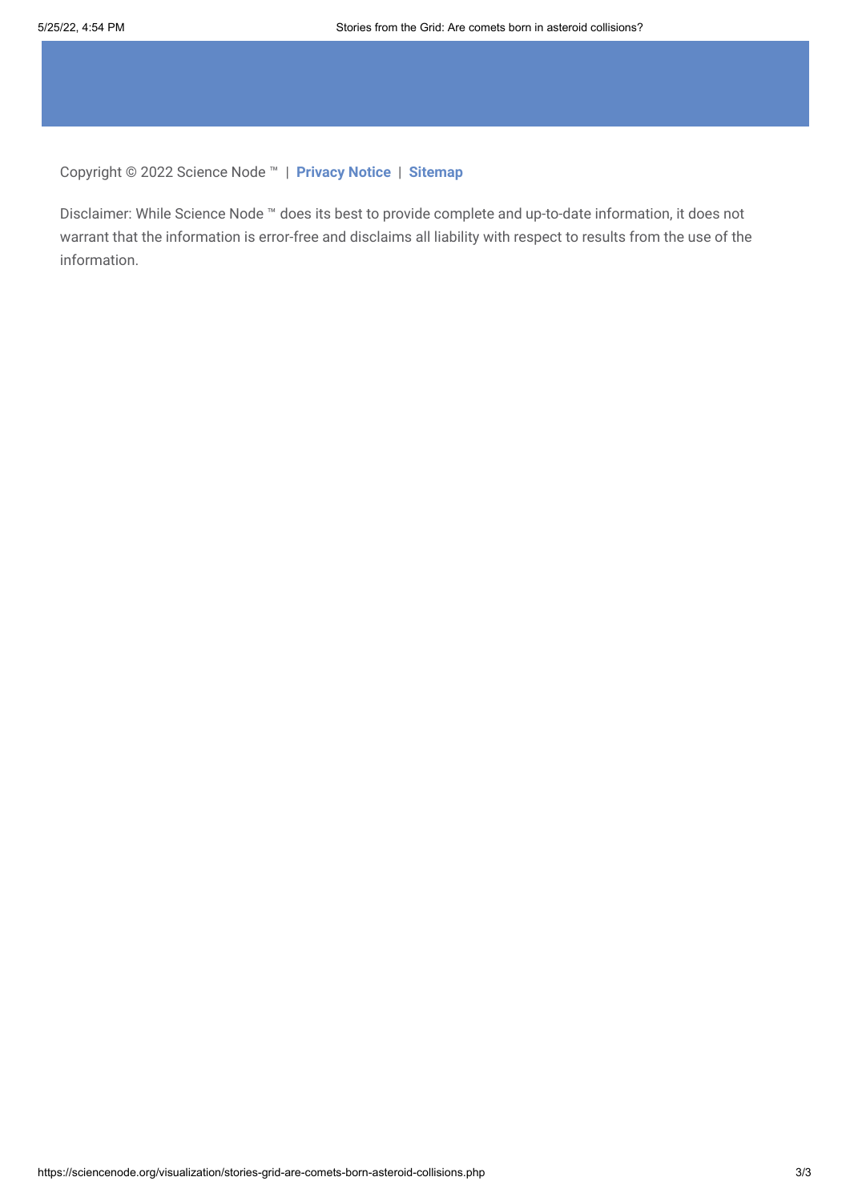Copyright © 2022 Science Node ™ | **Privacy Notice** | **Sitemap**

Disclaimer: While Science Node ™ does its best to provide complete and up-to-date information, it does not warrant that the information is error-free and disclaims all liability with respect to results from the use of the information.